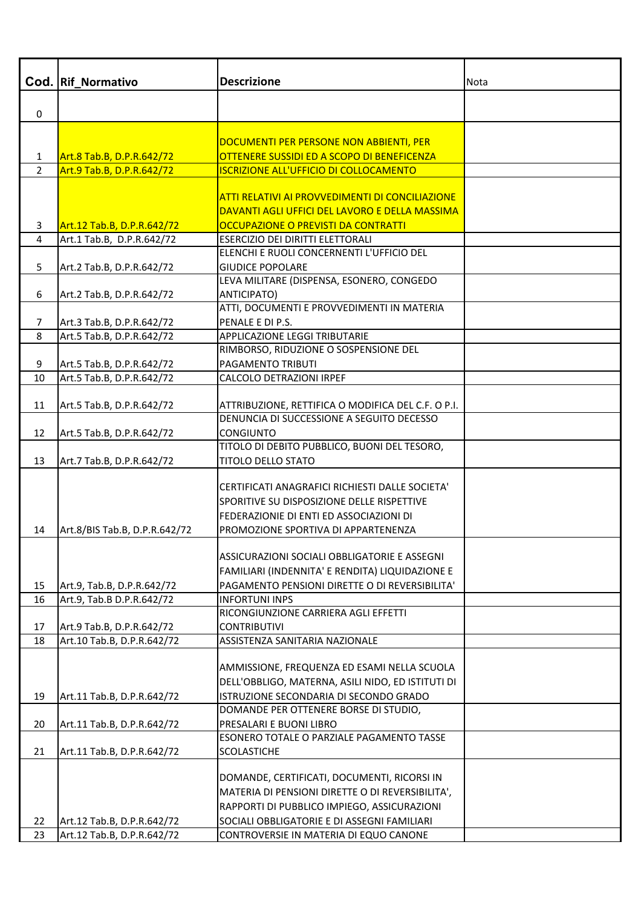| Cod. | Rif_Normativo | Descrizione | Nota |
|---|---|---|---|
| 0 | | | |
| 1 | Art.8 Tab.B, D.P.R.642/72 | DOCUMENTI PER PERSONE NON ABBIENTI, PER OTTENERE SUSSIDI ED A SCOPO DI BENEFICENZA | |
| 2 | Art.9 Tab.B, D.P.R.642/72 | ISCRIZIONE ALL'UFFICIO DI COLLOCAMENTO | |
| 3 | Art.12 Tab.B, D.P.R.642/72 | ATTI RELATIVI AI PROVVEDIMENTI DI CONCILIAZIONE DAVANTI AGLI UFFICI DEL LAVORO E DELLA MASSIMA OCCUPAZIONE O PREVISTI DA CONTRATTI | |
| 4 | Art.1 Tab.B, D.P.R.642/72 | ESERCIZIO DEI DIRITTI ELETTORALI | |
| 5 | Art.2 Tab.B, D.P.R.642/72 | ELENCHI E RUOLI CONCERNENTI L'UFFICIO DEL GIUDICE POPOLARE | |
| 6 | Art.2 Tab.B, D.P.R.642/72 | LEVA MILITARE (DISPENSA, ESONERO, CONGEDO ANTICIPATO) | |
| 7 | Art.3 Tab.B, D.P.R.642/72 | ATTI, DOCUMENTI E PROVVEDIMENTI IN MATERIA PENALE E DI P.S. | |
| 8 | Art.5 Tab.B, D.P.R.642/72 | APPLICAZIONE LEGGI TRIBUTARIE | |
| 9 | Art.5 Tab.B, D.P.R.642/72 | RIMBORSO, RIDUZIONE O SOSPENSIONE DEL PAGAMENTO TRIBUTI | |
| 10 | Art.5 Tab.B, D.P.R.642/72 | CALCOLO DETRAZIONI IRPEF | |
| 11 | Art.5 Tab.B, D.P.R.642/72 | ATTRIBUZIONE, RETTIFICA O MODIFICA DEL C.F. O P.I. | |
| 12 | Art.5 Tab.B, D.P.R.642/72 | DENUNCIA DI SUCCESSIONE A SEGUITO DECESSO CONGIUNTO | |
| 13 | Art.7 Tab.B, D.P.R.642/72 | TITOLO DI DEBITO PUBBLICO, BUONI DEL TESORO, TITOLO DELLO STATO | |
| 14 | Art.8/BIS Tab.B, D.P.R.642/72 | CERTIFICATI ANAGRAFICI RICHIESTI DALLE SOCIETA' SPORITIVE SU DISPOSIZIONE DELLE RISPETTIVE FEDERAZIONIE DI ENTI ED ASSOCIAZIONI DI PROMOZIONE SPORTIVA DI APPARTENENZA | |
| 15 | Art.9, Tab.B, D.P.R.642/72 | ASSICURAZIONI SOCIALI OBBLIGATORIE E ASSEGNI FAMILIARI (INDENNITA' E RENDITA) LIQUIDAZIONE E PAGAMENTO PENSIONI DIRETTE O DI REVERSIBILITA' | |
| 16 | Art.9, Tab.B D.P.R.642/72 | INFORTUNI INPS | |
| 17 | Art.9 Tab.B, D.P.R.642/72 | RICONGIUNZIONE CARRIERA AGLI EFFETTI CONTRIBUTIVI | |
| 18 | Art.10 Tab.B, D.P.R.642/72 | ASSISTENZA SANITARIA NAZIONALE | |
| 19 | Art.11 Tab.B, D.P.R.642/72 | AMMISSIONE, FREQUENZA ED ESAMI NELLA SCUOLA DELL'OBBLIGO, MATERNA, ASILI NIDO, ED ISTITUTI DI ISTRUZIONE SECONDARIA DI SECONDO GRADO | |
| 20 | Art.11 Tab.B, D.P.R.642/72 | DOMANDE PER OTTENERE BORSE DI STUDIO, PRESALARI E BUONI LIBRO | |
| 21 | Art.11 Tab.B, D.P.R.642/72 | ESONERO TOTALE O PARZIALE PAGAMENTO TASSE SCOLASTICHE | |
| 22 | Art.12 Tab.B, D.P.R.642/72 | DOMANDE, CERTIFICATI, DOCUMENTI, RICORSI IN MATERIA DI PENSIONI DIRETTE O DI REVERSIBILITA', RAPPORTI DI PUBBLICO IMPIEGO, ASSICURAZIONI SOCIALI OBBLIGATORIE E DI ASSEGNI FAMILIARI | |
| 23 | Art.12 Tab.B, D.P.R.642/72 | CONTROVERSIE IN MATERIA DI EQUO CANONE | |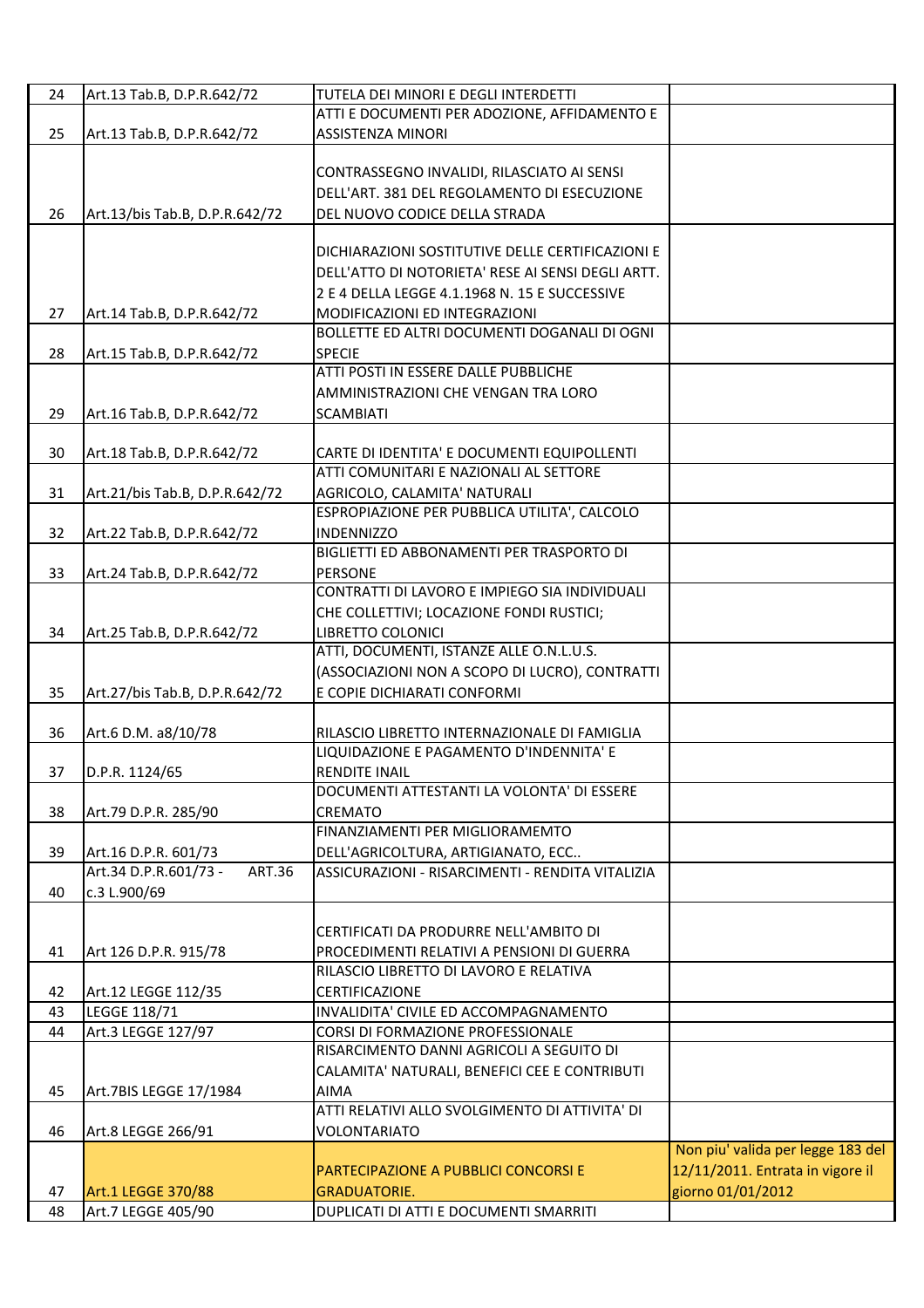| | | | |
|---|---|---|---|
| 24 | Art.13 Tab.B, D.P.R.642/72 | TUTELA DEI MINORI E DEGLI INTERDETTI | |
| 25 | Art.13 Tab.B, D.P.R.642/72 | ATTI E DOCUMENTI PER ADOZIONE, AFFIDAMENTO E ASSISTENZA MINORI | |
| 26 | Art.13/bis Tab.B, D.P.R.642/72 | CONTRASSEGNO INVALIDI, RILASCIATO AI SENSI DELL'ART. 381 DEL REGOLAMENTO DI ESECUZIONE DEL NUOVO CODICE DELLA STRADA | |
| 27 | Art.14 Tab.B, D.P.R.642/72 | DICHIARAZIONI SOSTITUTIVE DELLE CERTIFICAZIONI E DELL'ATTO DI NOTORIETA' RESE AI SENSI DEGLI ARTT. 2 E 4 DELLA LEGGE 4.1.1968 N. 15 E SUCCESSIVE MODIFICAZIONI ED INTEGRAZIONI | |
| 28 | Art.15 Tab.B, D.P.R.642/72 | BOLLETTE ED ALTRI DOCUMENTI DOGANALI DI OGNI SPECIE | |
| 29 | Art.16 Tab.B, D.P.R.642/72 | ATTI POSTI IN ESSERE DALLE PUBBLICHE AMMINISTRAZIONI CHE VENGAN TRA LORO SCAMBIATI | |
| 30 | Art.18 Tab.B, D.P.R.642/72 | CARTE DI IDENTITA' E DOCUMENTI EQUIPOLLENTI | |
| 31 | Art.21/bis Tab.B, D.P.R.642/72 | ATTI COMUNITARI E NAZIONALI AL SETTORE AGRICOLO, CALAMITA' NATURALI | |
| 32 | Art.22 Tab.B, D.P.R.642/72 | ESPROPIAZIONE PER PUBBLICA UTILITA', CALCOLO INDENNIZZO | |
| 33 | Art.24 Tab.B, D.P.R.642/72 | BIGLIETTI ED ABBONAMENTI PER TRASPORTO DI PERSONE | |
| 34 | Art.25 Tab.B, D.P.R.642/72 | CONTRATTI DI LAVORO E IMPIEGO SIA INDIVIDUALI CHE COLLETTIVI; LOCAZIONE FONDI RUSTICI; LIBRETTO COLONICI | |
| 35 | Art.27/bis Tab.B, D.P.R.642/72 | ATTI, DOCUMENTI, ISTANZE ALLE O.N.L.U.S. (ASSOCIAZIONI NON A SCOPO DI LUCRO), CONTRATTI E COPIE DICHIARATI CONFORMI | |
| 36 | Art.6 D.M. a8/10/78 | RILASCIO LIBRETTO INTERNAZIONALE DI FAMIGLIA | |
| 37 | D.P.R. 1124/65 | LIQUIDAZIONE E PAGAMENTO D'INDENNITA' E RENDITE INAIL | |
| 38 | Art.79 D.P.R. 285/90 | DOCUMENTI ATTESTANTI LA VOLONTA' DI ESSERE CREMATO | |
| 39 | Art.16 D.P.R. 601/73 | FINANZIAMENTI PER MIGLIORAMEMTO DELL'AGRICOLTURA, ARTIGIANATO, ECC.. | |
| 40 | Art.34 D.P.R.601/73 - ART.36 c.3 L.900/69 | ASSICURAZIONI - RISARCIMENTI - RENDITA VITALIZIA | |
| 41 | Art 126 D.P.R. 915/78 | CERTIFICATI DA PRODURRE NELL'AMBITO DI PROCEDIMENTI RELATIVI A PENSIONI DI GUERRA | |
| 42 | Art.12 LEGGE 112/35 | RILASCIO LIBRETTO DI LAVORO E RELATIVA CERTIFICAZIONE | |
| 43 | LEGGE 118/71 | INVALIDITA' CIVILE ED ACCOMPAGNAMENTO | |
| 44 | Art.3 LEGGE 127/97 | CORSI DI FORMAZIONE PROFESSIONALE | |
| 45 | Art.7BIS LEGGE 17/1984 | RISARCIMENTO DANNI AGRICOLI A SEGUITO DI CALAMITA' NATURALI, BENEFICI CEE E CONTRIBUTI AIMA | |
| 46 | Art.8 LEGGE 266/91 | ATTI RELATIVI ALLO SVOLGIMENTO DI ATTIVITA' DI VOLONTARIATO | |
| 47 | Art.1 LEGGE 370/88 | PARTECIPAZIONE A PUBBLICI CONCORSI E GRADUATORIE. | Non piu' valida per legge 183 del 12/11/2011. Entrata in vigore il giorno 01/01/2012 |
| 48 | Art.7 LEGGE 405/90 | DUPLICATI DI ATTI E DOCUMENTI SMARRITI | |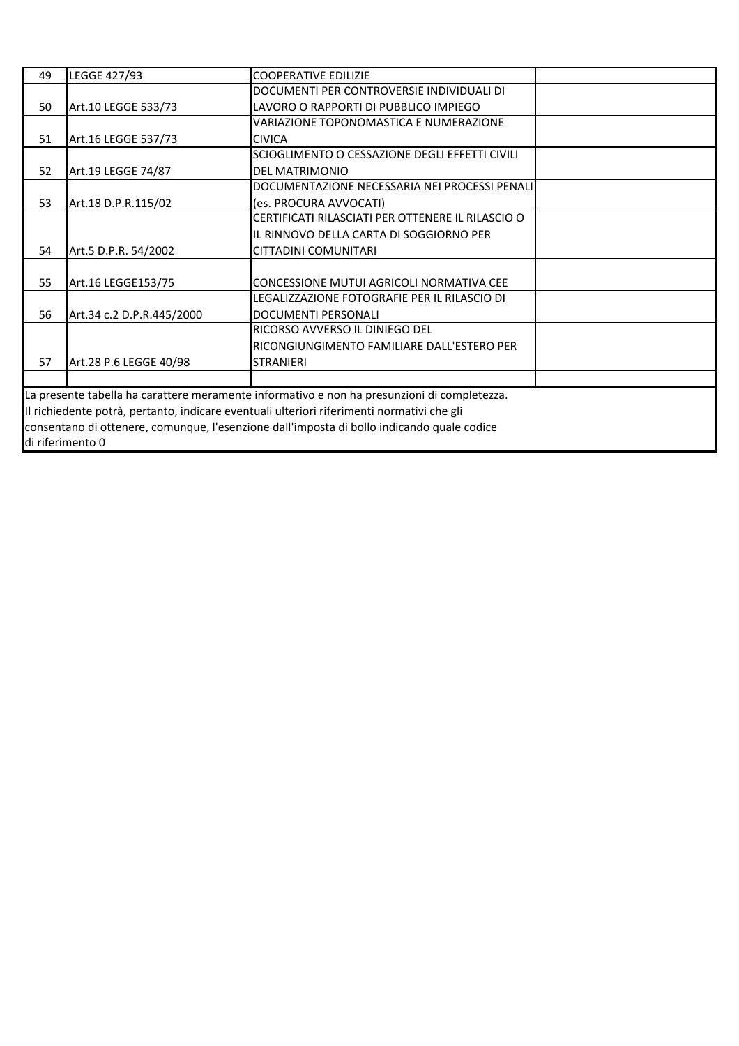| | | | |
|---|---|---|---|
| 49 | LEGGE 427/93 | COOPERATIVE EDILIZIE | |
| 50 | Art.10 LEGGE 533/73 | DOCUMENTI PER CONTROVERSIE INDIVIDUALI DI LAVORO O RAPPORTI DI PUBBLICO IMPIEGO | |
| 51 | Art.16 LEGGE 537/73 | VARIAZIONE TOPONOMASTICA E NUMERAZIONE CIVICA | |
| 52 | Art.19 LEGGE 74/87 | SCIOGLIMENTO O CESSAZIONE DEGLI EFFETTI CIVILI DEL MATRIMONIO | |
| 53 | Art.18 D.P.R.115/02 | DOCUMENTAZIONE NECESSARIA NEI PROCESSI PENALI (es. PROCURA AVVOCATI) | |
| 54 | Art.5 D.P.R. 54/2002 | CERTIFICATI RILASCIATI PER OTTENERE IL RILASCIO O IL RINNOVO DELLA CARTA DI SOGGIORNO PER CITTADINI COMUNITARI | |
| 55 | Art.16 LEGGE153/75 | CONCESSIONE MUTUI AGRICOLI NORMATIVA CEE | |
| 56 | Art.34 c.2 D.P.R.445/2000 | LEGALIZZAZIONE FOTOGRAFIE PER IL RILASCIO DI DOCUMENTI PERSONALI | |
| 57 | Art.28 P.6 LEGGE 40/98 | RICORSO AVVERSO IL DINIEGO DEL RICONGIUNGIMENTO FAMILIARE DALL'ESTERO PER STRANIERI | |
| | | | |

La presente tabella ha carattere meramente informativo e non ha presunzioni di completezza.
Il richiedente potrà, pertanto, indicare eventuali ulteriori riferimenti normativi che gli consentano di ottenere, comunque, l'esenzione dall'imposta di bollo indicando quale codice di riferimento 0